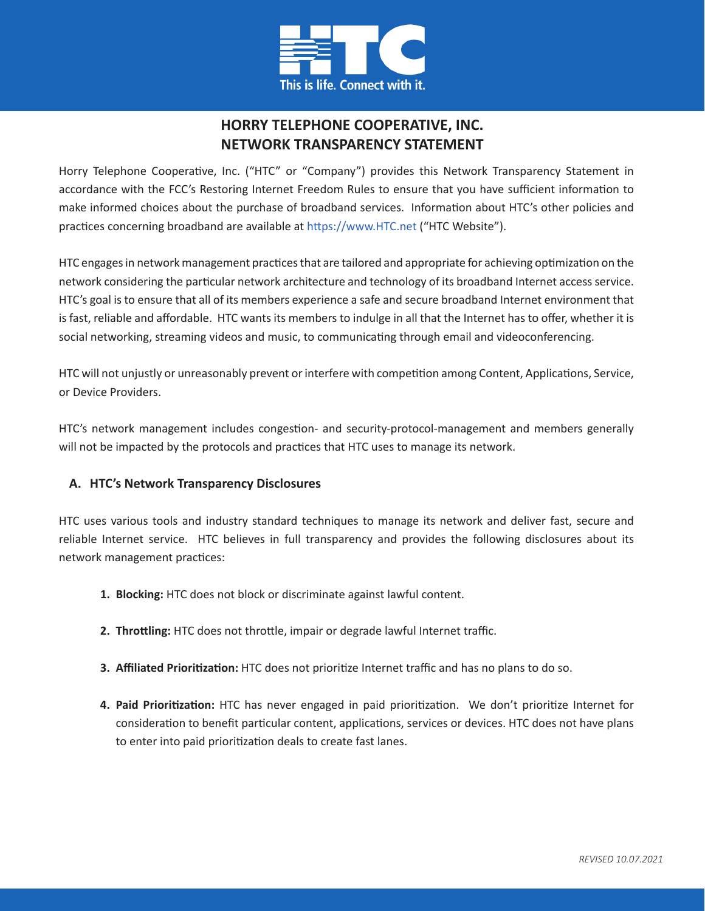# HORRY TELEPHONE COOPERATIVE, INC.
# NETWORK TRANSPARENCY STATEMENT

Horry Telephone Cooperative, Inc. ("HTC" or "Company") provides this Network Transparency Statement in accordance with the FCC's Restoring Internet Freedom Rules to ensure that you have sufficient information to make informed choices about the purchase of broadband services. Information about HTC's other policies and practices concerning broadband are available at https://www.HTC.net ("HTC Website").

HTC engages in network management practices that are tailored and appropriate for achieving optimization on the network considering the particular network architecture and technology of its broadband Internet access service. HTC's goal is to ensure that all of its members experience a safe and secure broadband Internet environment that is fast, reliable and affordable. HTC wants its members to indulge in all that the Internet has to offer, whether it is social networking, streaming videos and music, to communicating through email and videoconferencing.

HTC will not unjustly or unreasonably prevent or interfere with competition among Content, Applications, Service, or Device Providers.

HTC's network management includes congestion- and security-protocol-management and members generally will not be impacted by the protocols and practices that HTC uses to manage its network.

## A. HTC's Network Transparency Disclosures

HTC uses various tools and industry standard techniques to manage its network and deliver fast, secure and reliable Internet service. HTC believes in full transparency and provides the following disclosures about its network management practices:

1. **Blocking:** HTC does not block or discriminate against lawful content.

2. **Throttling:** HTC does not throttle, impair or degrade lawful Internet traffic.

3. **Affiliated Prioritization:** HTC does not prioritize Internet traffic and has no plans to do so.

4. **Paid Prioritization:** HTC has never engaged in paid prioritization. We don't prioritize Internet for consideration to benefit particular content, applications, services or devices. HTC does not have plans to enter into paid prioritization deals to create fast lanes.

*REVISED 10.07.2021*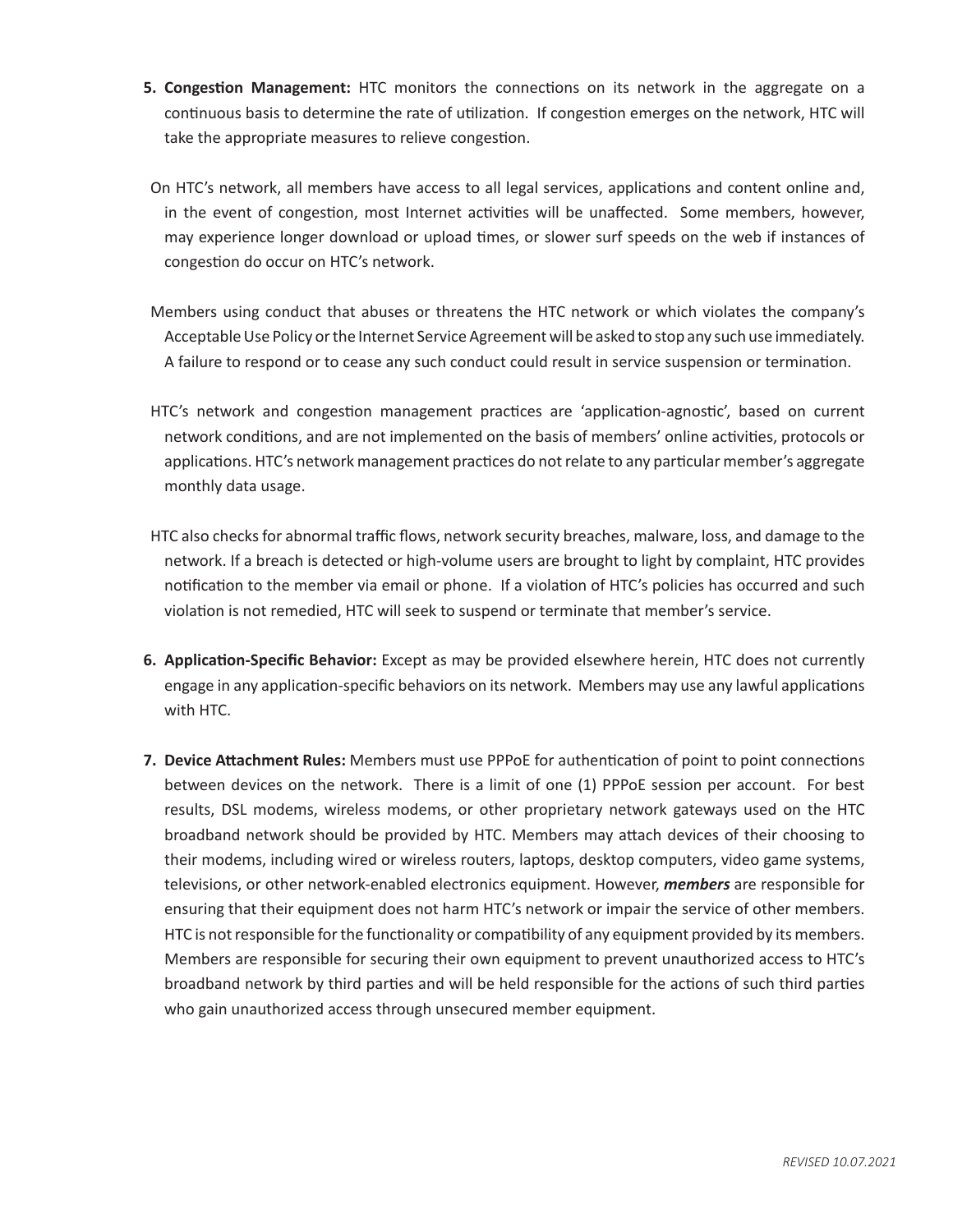5. **Congestion Management:** HTC monitors the connections on its network in the aggregate on a continuous basis to determine the rate of utilization. If congestion emerges on the network, HTC will take the appropriate measures to relieve congestion.

   On HTC's network, all members have access to all legal services, applications and content online and, in the event of congestion, most Internet activities will be unaffected. Some members, however, may experience longer download or upload times, or slower surf speeds on the web if instances of congestion do occur on HTC's network.

   Members using conduct that abuses or threatens the HTC network or which violates the company's Acceptable Use Policy or the Internet Service Agreement will be asked to stop any such use immediately. A failure to respond or to cease any such conduct could result in service suspension or termination.

   HTC's network and congestion management practices are 'application-agnostic', based on current network conditions, and are not implemented on the basis of members' online activities, protocols or applications. HTC's network management practices do not relate to any particular member's aggregate monthly data usage.

   HTC also checks for abnormal traffic flows, network security breaches, malware, loss, and damage to the network. If a breach is detected or high-volume users are brought to light by complaint, HTC provides notification to the member via email or phone. If a violation of HTC's policies has occurred and such violation is not remedied, HTC will seek to suspend or terminate that member's service.

6. **Application-Specific Behavior:** Except as may be provided elsewhere herein, HTC does not currently engage in any application-specific behaviors on its network. Members may use any lawful applications with HTC.

7. **Device Attachment Rules:** Members must use PPPoE for authentication of point to point connections between devices on the network. There is a limit of one (1) PPPoE session per account. For best results, DSL modems, wireless modems, or other proprietary network gateways used on the HTC broadband network should be provided by HTC. Members may attach devices of their choosing to their modems, including wired or wireless routers, laptops, desktop computers, video game systems, televisions, or other network-enabled electronics equipment. However, ***members*** are responsible for ensuring that their equipment does not harm HTC's network or impair the service of other members. HTC is not responsible for the functionality or compatibility of any equipment provided by its members. Members are responsible for securing their own equipment to prevent unauthorized access to HTC's broadband network by third parties and will be held responsible for the actions of such third parties who gain unauthorized access through unsecured member equipment.

*REVISED 10.07.2021*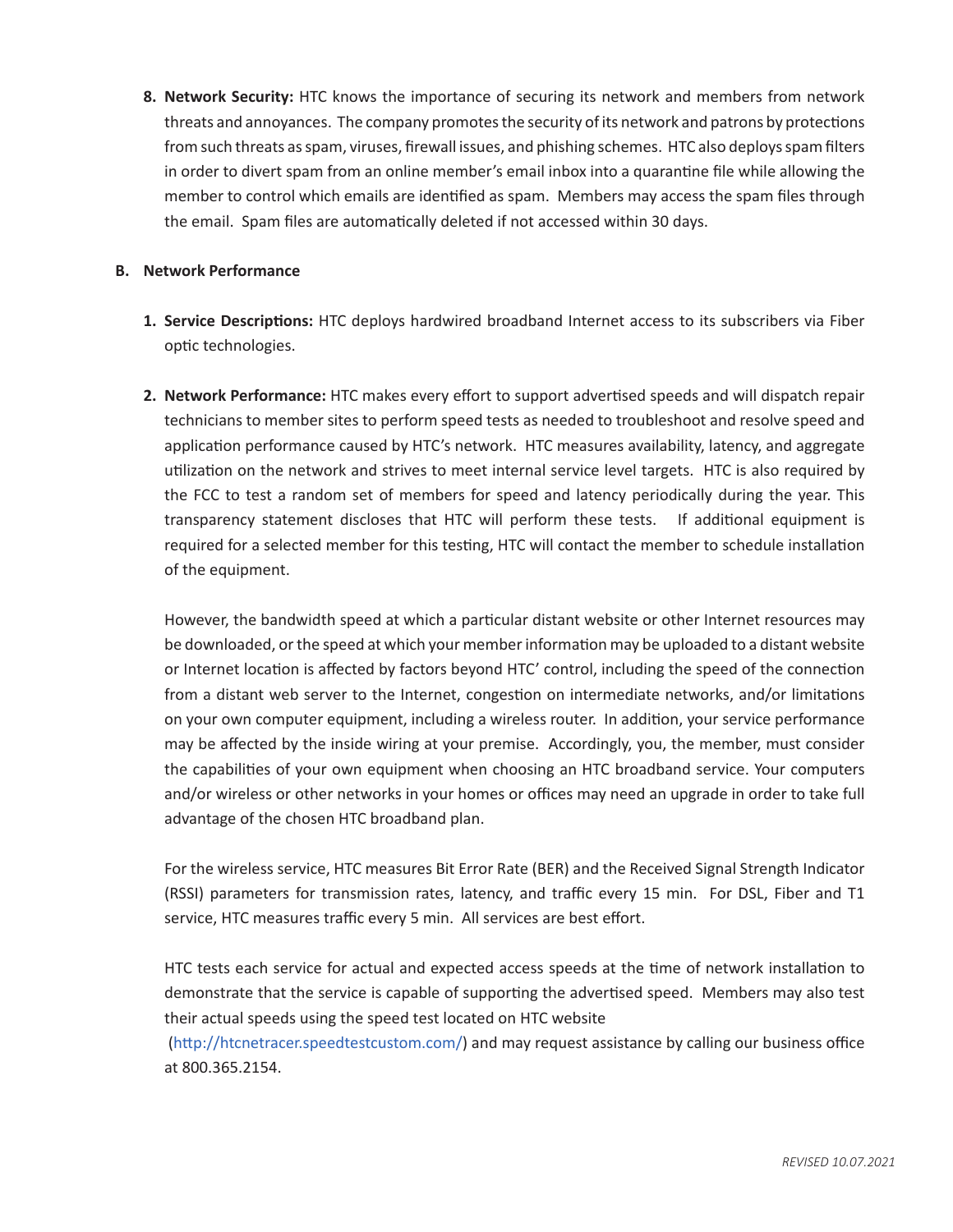8. **Network Security:** HTC knows the importance of securing its network and members from network threats and annoyances. The company promotes the security of its network and patrons by protections from such threats as spam, viruses, firewall issues, and phishing schemes. HTC also deploys spam filters in order to divert spam from an online member's email inbox into a quarantine file while allowing the member to control which emails are identified as spam. Members may access the spam files through the email. Spam files are automatically deleted if not accessed within 30 days.

**B. Network Performance**

1. **Service Descriptions:** HTC deploys hardwired broadband Internet access to its subscribers via Fiber optic technologies.

2. **Network Performance:** HTC makes every effort to support advertised speeds and will dispatch repair technicians to member sites to perform speed tests as needed to troubleshoot and resolve speed and application performance caused by HTC's network. HTC measures availability, latency, and aggregate utilization on the network and strives to meet internal service level targets. HTC is also required by the FCC to test a random set of members for speed and latency periodically during the year. This transparency statement discloses that HTC will perform these tests. If additional equipment is required for a selected member for this testing, HTC will contact the member to schedule installation of the equipment.

   However, the bandwidth speed at which a particular distant website or other Internet resources may be downloaded, or the speed at which your member information may be uploaded to a distant website or Internet location is affected by factors beyond HTC' control, including the speed of the connection from a distant web server to the Internet, congestion on intermediate networks, and/or limitations on your own computer equipment, including a wireless router. In addition, your service performance may be affected by the inside wiring at your premise. Accordingly, you, the member, must consider the capabilities of your own equipment when choosing an HTC broadband service. Your computers and/or wireless or other networks in your homes or offices may need an upgrade in order to take full advantage of the chosen HTC broadband plan.

   For the wireless service, HTC measures Bit Error Rate (BER) and the Received Signal Strength Indicator (RSSI) parameters for transmission rates, latency, and traffic every 15 min. For DSL, Fiber and T1 service, HTC measures traffic every 5 min. All services are best effort.

   HTC tests each service for actual and expected access speeds at the time of network installation to demonstrate that the service is capable of supporting the advertised speed. Members may also test their actual speeds using the speed test located on HTC website (http://htcnetracer.speedtestcustom.com/) and may request assistance by calling our business office at 800.365.2154.

*REVISED 10.07.2021*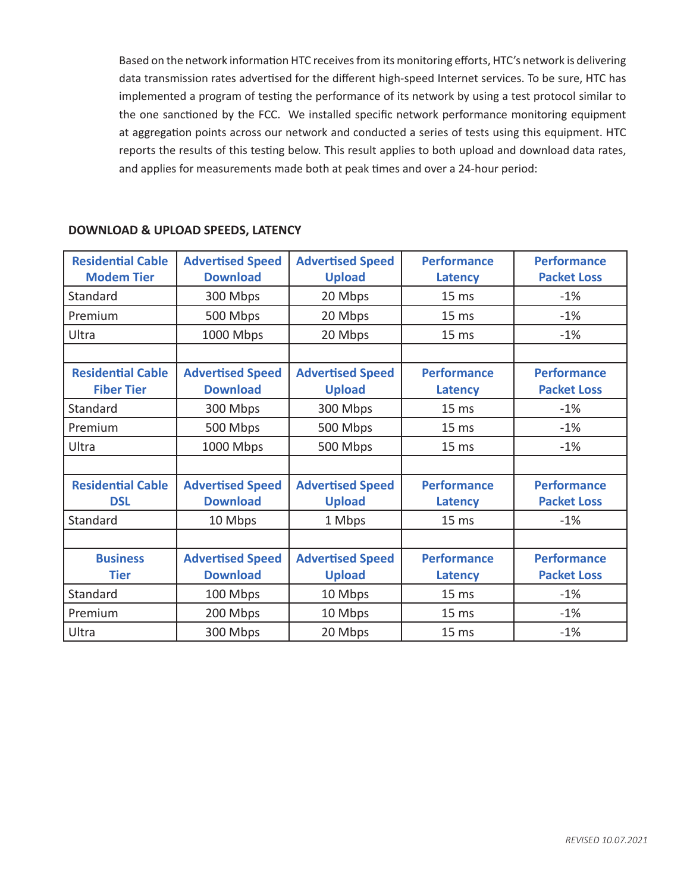Based on the network information HTC receives from its monitoring efforts, HTC's network is delivering data transmission rates advertised for the different high-speed Internet services. To be sure, HTC has implemented a program of testing the performance of its network by using a test protocol similar to the one sanctioned by the FCC. We installed specific network performance monitoring equipment at aggregation points across our network and conducted a series of tests using this equipment. HTC reports the results of this testing below. This result applies to both upload and download data rates, and applies for measurements made both at peak times and over a 24-hour period:

## DOWNLOAD & UPLOAD SPEEDS, LATENCY

| Residential Cable Modem Tier | Advertised Speed Download | Advertised Speed Upload | Performance Latency | Performance Packet Loss |
|---|---|---|---|---|
| Standard | 300 Mbps | 20 Mbps | 15 ms | -1% |
| Premium | 500 Mbps | 20 Mbps | 15 ms | -1% |
| Ultra | 1000 Mbps | 20 Mbps | 15 ms | -1% |
| | | | | |
| **Residential Cable Fiber Tier** | **Advertised Speed Download** | **Advertised Speed Upload** | **Performance Latency** | **Performance Packet Loss** |
| Standard | 300 Mbps | 300 Mbps | 15 ms | -1% |
| Premium | 500 Mbps | 500 Mbps | 15 ms | -1% |
| Ultra | 1000 Mbps | 500 Mbps | 15 ms | -1% |
| | | | | |
| **Residential Cable DSL** | **Advertised Speed Download** | **Advertised Speed Upload** | **Performance Latency** | **Performance Packet Loss** |
| Standard | 10 Mbps | 1 Mbps | 15 ms | -1% |
| | | | | |
| **Business Tier** | **Advertised Speed Download** | **Advertised Speed Upload** | **Performance Latency** | **Performance Packet Loss** |
| Standard | 100 Mbps | 10 Mbps | 15 ms | -1% |
| Premium | 200 Mbps | 10 Mbps | 15 ms | -1% |
| Ultra | 300 Mbps | 20 Mbps | 15 ms | -1% |

*REVISED 10.07.2021*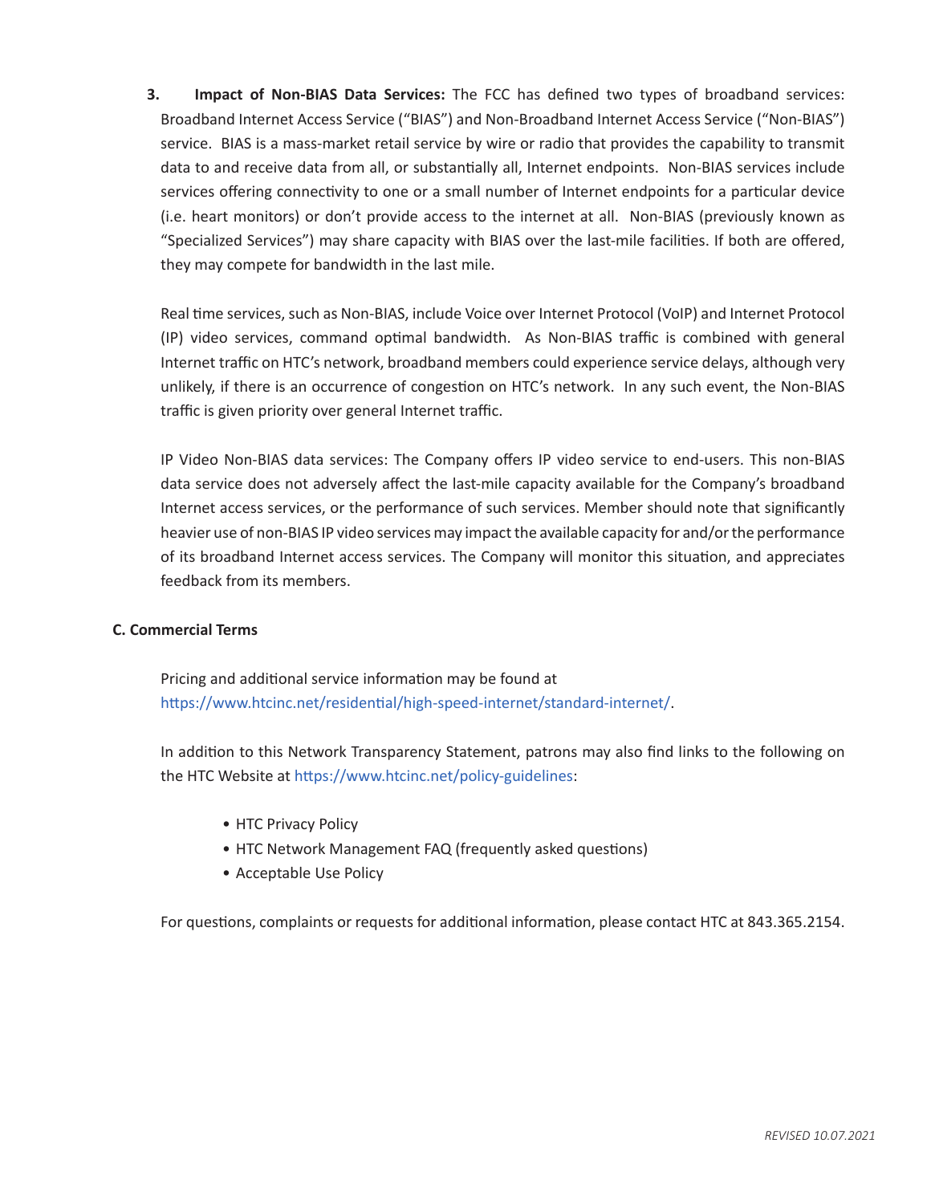3. **Impact of Non-BIAS Data Services:** The FCC has defined two types of broadband services: Broadband Internet Access Service ("BIAS") and Non-Broadband Internet Access Service ("Non-BIAS") service. BIAS is a mass-market retail service by wire or radio that provides the capability to transmit data to and receive data from all, or substantially all, Internet endpoints. Non-BIAS services include services offering connectivity to one or a small number of Internet endpoints for a particular device (i.e. heart monitors) or don't provide access to the internet at all. Non-BIAS (previously known as "Specialized Services") may share capacity with BIAS over the last-mile facilities. If both are offered, they may compete for bandwidth in the last mile.

   Real time services, such as Non-BIAS, include Voice over Internet Protocol (VoIP) and Internet Protocol (IP) video services, command optimal bandwidth. As Non-BIAS traffic is combined with general Internet traffic on HTC's network, broadband members could experience service delays, although very unlikely, if there is an occurrence of congestion on HTC's network. In any such event, the Non-BIAS traffic is given priority over general Internet traffic.

   IP Video Non-BIAS data services: The Company offers IP video service to end-users. This non-BIAS data service does not adversely affect the last-mile capacity available for the Company's broadband Internet access services, or the performance of such services. Member should note that significantly heavier use of non-BIAS IP video services may impact the available capacity for and/or the performance of its broadband Internet access services. The Company will monitor this situation, and appreciates feedback from its members.

### C. Commercial Terms

Pricing and additional service information may be found at https://www.htcinc.net/residential/high-speed-internet/standard-internet/.

In addition to this Network Transparency Statement, patrons may also find links to the following on the HTC Website at https://www.htcinc.net/policy-guidelines:

- HTC Privacy Policy
- HTC Network Management FAQ (frequently asked questions)
- Acceptable Use Policy

For questions, complaints or requests for additional information, please contact HTC at 843.365.2154.

*REVISED 10.07.2021*